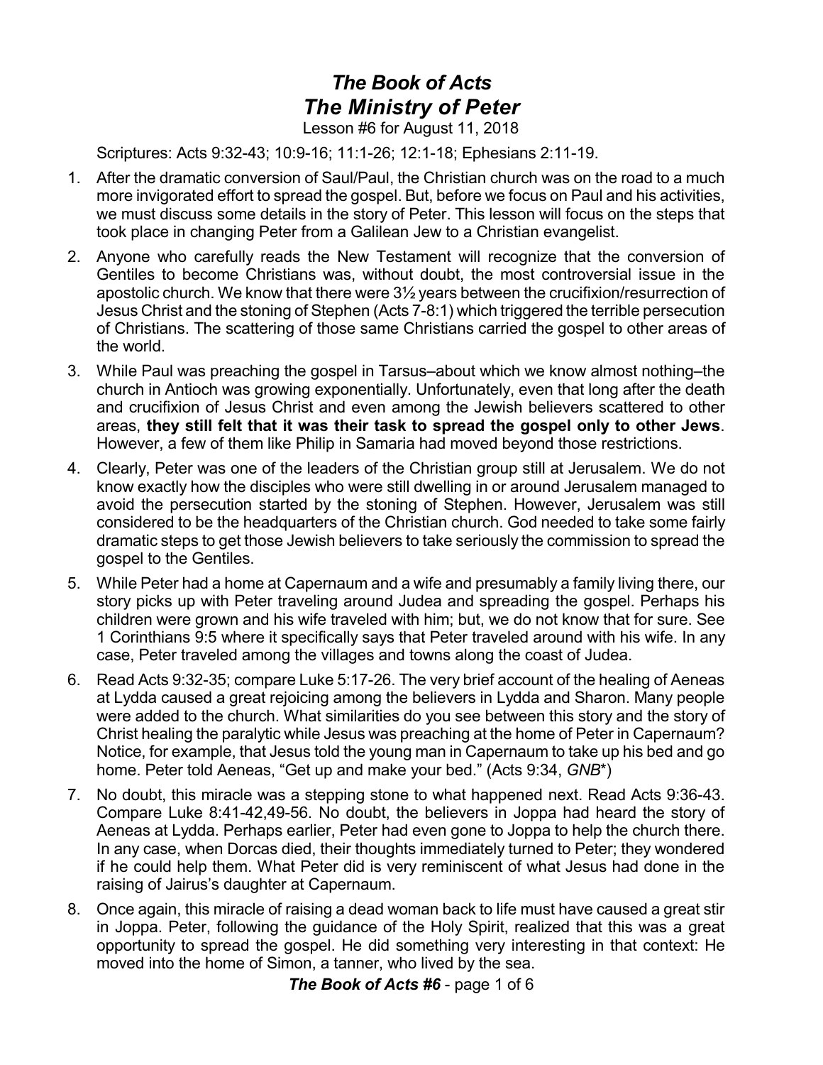# *The Book of Acts*
# *The Ministry of Peter*

Lesson #6 for August 11, 2018

Scriptures: Acts 9:32-43; 10:9-16; 11:1-26; 12:1-18; Ephesians 2:11-19.

1. After the dramatic conversion of Saul/Paul, the Christian church was on the road to a much more invigorated effort to spread the gospel. But, before we focus on Paul and his activities, we must discuss some details in the story of Peter. This lesson will focus on the steps that took place in changing Peter from a Galilean Jew to a Christian evangelist.
2. Anyone who carefully reads the New Testament will recognize that the conversion of Gentiles to become Christians was, without doubt, the most controversial issue in the apostolic church. We know that there were 3½ years between the crucifixion/resurrection of Jesus Christ and the stoning of Stephen (Acts 7-8:1) which triggered the terrible persecution of Christians. The scattering of those same Christians carried the gospel to other areas of the world.
3. While Paul was preaching the gospel in Tarsus–about which we know almost nothing–the church in Antioch was growing exponentially. Unfortunately, even that long after the death and crucifixion of Jesus Christ and even among the Jewish believers scattered to other areas, **they still felt that it was their task to spread the gospel only to other Jews**. However, a few of them like Philip in Samaria had moved beyond those restrictions.
4. Clearly, Peter was one of the leaders of the Christian group still at Jerusalem. We do not know exactly how the disciples who were still dwelling in or around Jerusalem managed to avoid the persecution started by the stoning of Stephen. However, Jerusalem was still considered to be the headquarters of the Christian church. God needed to take some fairly dramatic steps to get those Jewish believers to take seriously the commission to spread the gospel to the Gentiles.
5. While Peter had a home at Capernaum and a wife and presumably a family living there, our story picks up with Peter traveling around Judea and spreading the gospel. Perhaps his children were grown and his wife traveled with him; but, we do not know that for sure. See 1 Corinthians 9:5 where it specifically says that Peter traveled around with his wife. In any case, Peter traveled among the villages and towns along the coast of Judea.
6. Read Acts 9:32-35; compare Luke 5:17-26. The very brief account of the healing of Aeneas at Lydda caused a great rejoicing among the believers in Lydda and Sharon. Many people were added to the church. What similarities do you see between this story and the story of Christ healing the paralytic while Jesus was preaching at the home of Peter in Capernaum? Notice, for example, that Jesus told the young man in Capernaum to take up his bed and go home. Peter told Aeneas, "Get up and make your bed." (Acts 9:34, *GNB*\*)
7. No doubt, this miracle was a stepping stone to what happened next. Read Acts 9:36-43. Compare Luke 8:41-42,49-56. No doubt, the believers in Joppa had heard the story of Aeneas at Lydda. Perhaps earlier, Peter had even gone to Joppa to help the church there. In any case, when Dorcas died, their thoughts immediately turned to Peter; they wondered if he could help them. What Peter did is very reminiscent of what Jesus had done in the raising of Jairus's daughter at Capernaum.
8. Once again, this miracle of raising a dead woman back to life must have caused a great stir in Joppa. Peter, following the guidance of the Holy Spirit, realized that this was a great opportunity to spread the gospel. He did something very interesting in that context: He moved into the home of Simon, a tanner, who lived by the sea.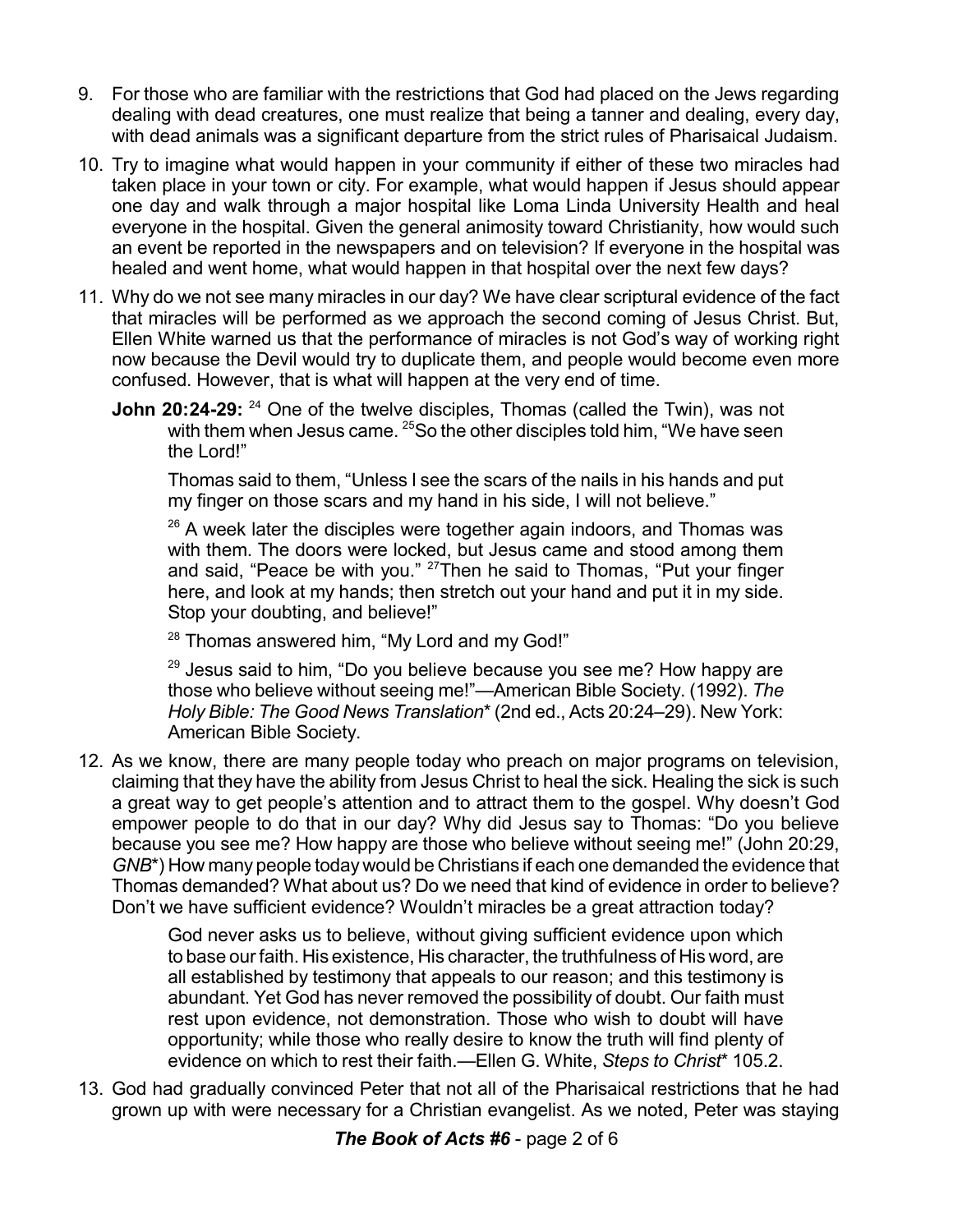9. For those who are familiar with the restrictions that God had placed on the Jews regarding dealing with dead creatures, one must realize that being a tanner and dealing, every day, with dead animals was a significant departure from the strict rules of Pharisaical Judaism.

10. Try to imagine what would happen in your community if either of these two miracles had taken place in your town or city. For example, what would happen if Jesus should appear one day and walk through a major hospital like Loma Linda University Health and heal everyone in the hospital. Given the general animosity toward Christianity, how would such an event be reported in the newspapers and on television? If everyone in the hospital was healed and went home, what would happen in that hospital over the next few days?

11. Why do we not see many miracles in our day? We have clear scriptural evidence of the fact that miracles will be performed as we approach the second coming of Jesus Christ. But, Ellen White warned us that the performance of miracles is not God's way of working right now because the Devil would try to duplicate them, and people would become even more confused. However, that is what will happen at the very end of time.

   **John 20:24-29:** [24] One of the twelve disciples, Thomas (called the Twin), was not with them when Jesus came. [25]So the other disciples told him, "We have seen the Lord!"

   Thomas said to them, "Unless I see the scars of the nails in his hands and put my finger on those scars and my hand in his side, I will not believe."

   [26] A week later the disciples were together again indoors, and Thomas was with them. The doors were locked, but Jesus came and stood among them and said, "Peace be with you." [27]Then he said to Thomas, "Put your finger here, and look at my hands; then stretch out your hand and put it in my side. Stop your doubting, and believe!"

   [28] Thomas answered him, "My Lord and my God!"

   [29] Jesus said to him, "Do you believe because you see me? How happy are those who believe without seeing me!"—American Bible Society. (1992). *The Holy Bible: The Good News Translation** (2nd ed., Acts 20:24–29). New York: American Bible Society.

12. As we know, there are many people today who preach on major programs on television, claiming that they have the ability from Jesus Christ to heal the sick. Healing the sick is such a great way to get people's attention and to attract them to the gospel. Why doesn't God empower people to do that in our day? Why did Jesus say to Thomas: "Do you believe because you see me? How happy are those who believe without seeing me!" (John 20:29, *GNB**) How many people today would be Christians if each one demanded the evidence that Thomas demanded? What about us? Do we need that kind of evidence in order to believe? Don't we have sufficient evidence? Wouldn't miracles be a great attraction today?

   > God never asks us to believe, without giving sufficient evidence upon which to base our faith. His existence, His character, the truthfulness of His word, are all established by testimony that appeals to our reason; and this testimony is abundant. Yet God has never removed the possibility of doubt. Our faith must rest upon evidence, not demonstration. Those who wish to doubt will have opportunity; while those who really desire to know the truth will find plenty of evidence on which to rest their faith.—Ellen G. White, *Steps to Christ** 105.2.

13. God had gradually convinced Peter that not all of the Pharisaical restrictions that he had grown up with were necessary for a Christian evangelist. As we noted, Peter was staying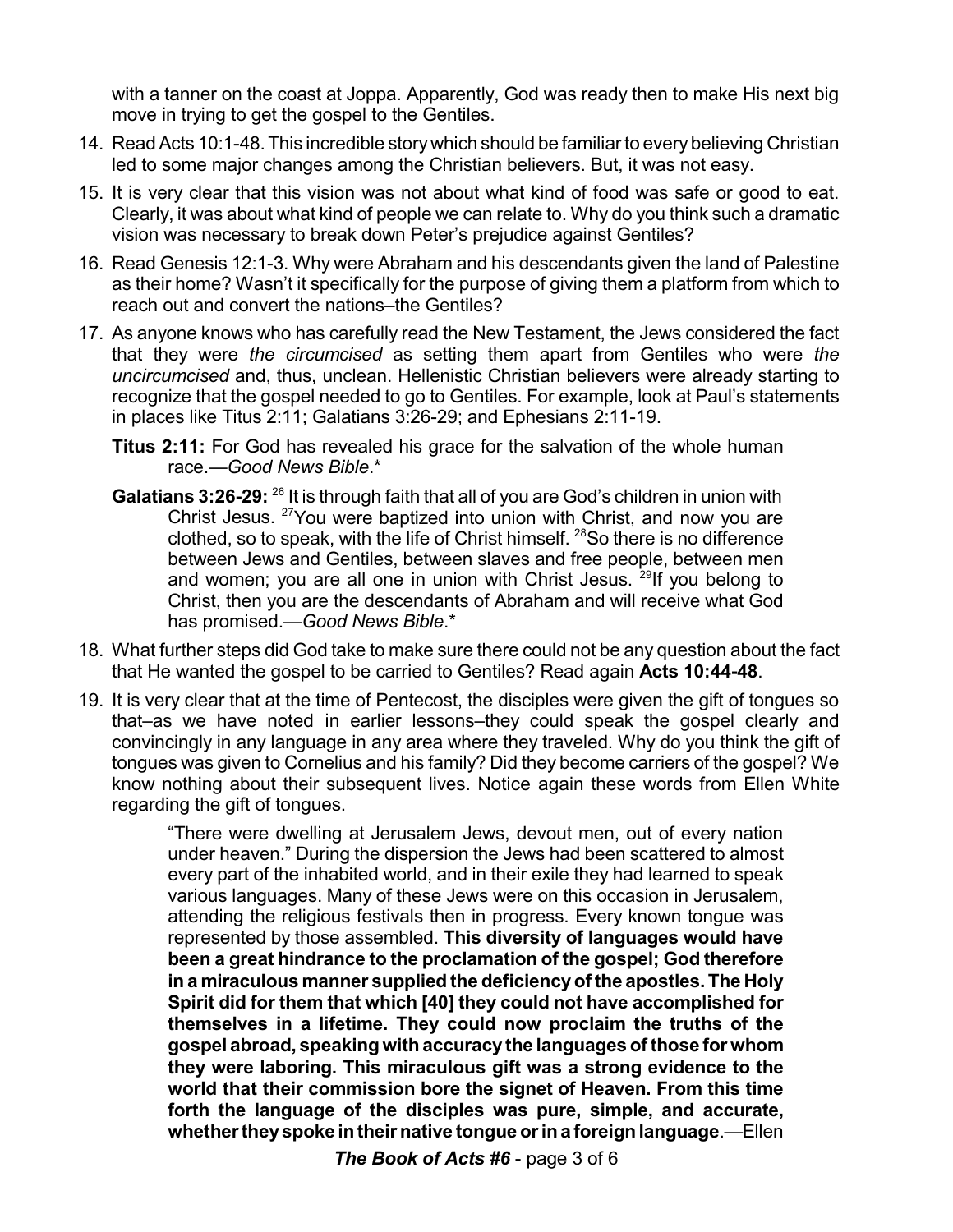with a tanner on the coast at Joppa. Apparently, God was ready then to make His next big move in trying to get the gospel to the Gentiles.

14. Read Acts 10:1-48. This incredible story which should be familiar to every believing Christian led to some major changes among the Christian believers. But, it was not easy.

15. It is very clear that this vision was not about what kind of food was safe or good to eat. Clearly, it was about what kind of people we can relate to. Why do you think such a dramatic vision was necessary to break down Peter's prejudice against Gentiles?

16. Read Genesis 12:1-3. Why were Abraham and his descendants given the land of Palestine as their home? Wasn't it specifically for the purpose of giving them a platform from which to reach out and convert the nations–the Gentiles?

17. As anyone knows who has carefully read the New Testament, the Jews considered the fact that they were *the circumcised* as setting them apart from Gentiles who were *the uncircumcised* and, thus, unclean. Hellenistic Christian believers were already starting to recognize that the gospel needed to go to Gentiles. For example, look at Paul's statements in places like Titus 2:11; Galatians 3:26-29; and Ephesians 2:11-19.

    **Titus 2:11:** For God has revealed his grace for the salvation of the whole human race.—*Good News Bible*.*

    **Galatians 3:26-29:** [26] It is through faith that all of you are God's children in union with Christ Jesus. [27]You were baptized into union with Christ, and now you are clothed, so to speak, with the life of Christ himself. [28]So there is no difference between Jews and Gentiles, between slaves and free people, between men and women; you are all one in union with Christ Jesus. [29]If you belong to Christ, then you are the descendants of Abraham and will receive what God has promised.—*Good News Bible*.*

18. What further steps did God take to make sure there could not be any question about the fact that He wanted the gospel to be carried to Gentiles? Read again **Acts 10:44-48**.

19. It is very clear that at the time of Pentecost, the disciples were given the gift of tongues so that–as we have noted in earlier lessons–they could speak the gospel clearly and convincingly in any language in any area where they traveled. Why do you think the gift of tongues was given to Cornelius and his family? Did they become carriers of the gospel? We know nothing about their subsequent lives. Notice again these words from Ellen White regarding the gift of tongues.

    > "There were dwelling at Jerusalem Jews, devout men, out of every nation under heaven." During the dispersion the Jews had been scattered to almost every part of the inhabited world, and in their exile they had learned to speak various languages. Many of these Jews were on this occasion in Jerusalem, attending the religious festivals then in progress. Every known tongue was represented by those assembled. **This diversity of languages would have been a great hindrance to the proclamation of the gospel; God therefore in a miraculous manner supplied the deficiency of the apostles. The Holy Spirit did for them that which [40] they could not have accomplished for themselves in a lifetime. They could now proclaim the truths of the gospel abroad, speaking with accuracy the languages of those for whom they were laboring. This miraculous gift was a strong evidence to the world that their commission bore the signet of Heaven. From this time forth the language of the disciples was pure, simple, and accurate, whether they spoke in their native tongue or in a foreign language**.—Ellen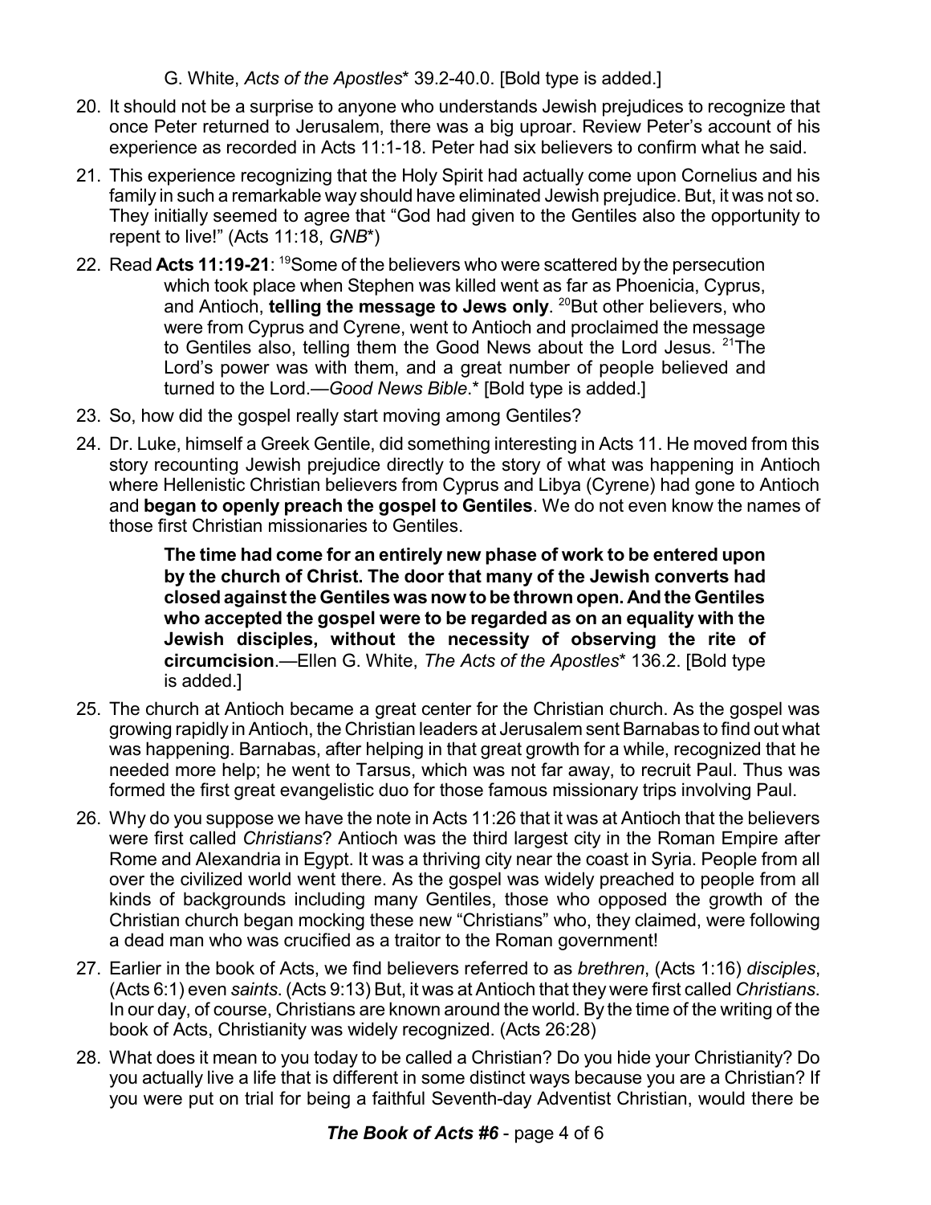G. White, *Acts of the Apostles** 39.2-40.0. [Bold type is added.]

20. It should not be a surprise to anyone who understands Jewish prejudices to recognize that once Peter returned to Jerusalem, there was a big uproar. Review Peter's account of his experience as recorded in Acts 11:1-18. Peter had six believers to confirm what he said.

21. This experience recognizing that the Holy Spirit had actually come upon Cornelius and his family in such a remarkable way should have eliminated Jewish prejudice. But, it was not so. They initially seemed to agree that "God had given to the Gentiles also the opportunity to repent to live!" (Acts 11:18, *GNB**)

22. Read **Acts 11:19-21**: [19]Some of the believers who were scattered by the persecution which took place when Stephen was killed went as far as Phoenicia, Cyprus, and Antioch, **telling the message to Jews only**. [20]But other believers, who were from Cyprus and Cyrene, went to Antioch and proclaimed the message to Gentiles also, telling them the Good News about the Lord Jesus. [21]The Lord's power was with them, and a great number of people believed and turned to the Lord.—*Good News Bible*.* [Bold type is added.]

23. So, how did the gospel really start moving among Gentiles?

24. Dr. Luke, himself a Greek Gentile, did something interesting in Acts 11. He moved from this story recounting Jewish prejudice directly to the story of what was happening in Antioch where Hellenistic Christian believers from Cyprus and Libya (Cyrene) had gone to Antioch and **began to openly preach the gospel to Gentiles**. We do not even know the names of those first Christian missionaries to Gentiles.

    > **The time had come for an entirely new phase of work to be entered upon by the church of Christ. The door that many of the Jewish converts had closed against the Gentiles was now to be thrown open. And the Gentiles who accepted the gospel were to be regarded as on an equality with the Jewish disciples, without the necessity of observing the rite of circumcision**.—Ellen G. White, *The Acts of the Apostles** 136.2. [Bold type is added.]

25. The church at Antioch became a great center for the Christian church. As the gospel was growing rapidly in Antioch, the Christian leaders at Jerusalem sent Barnabas to find out what was happening. Barnabas, after helping in that great growth for a while, recognized that he needed more help; he went to Tarsus, which was not far away, to recruit Paul. Thus was formed the first great evangelistic duo for those famous missionary trips involving Paul.

26. Why do you suppose we have the note in Acts 11:26 that it was at Antioch that the believers were first called *Christians*? Antioch was the third largest city in the Roman Empire after Rome and Alexandria in Egypt. It was a thriving city near the coast in Syria. People from all over the civilized world went there. As the gospel was widely preached to people from all kinds of backgrounds including many Gentiles, those who opposed the growth of the Christian church began mocking these new "Christians" who, they claimed, were following a dead man who was crucified as a traitor to the Roman government!

27. Earlier in the book of Acts, we find believers referred to as *brethren*, (Acts 1:16) *disciples*, (Acts 6:1) even *saints*. (Acts 9:13) But, it was at Antioch that they were first called *Christians*. In our day, of course, Christians are known around the world. By the time of the writing of the book of Acts, Christianity was widely recognized. (Acts 26:28)

28. What does it mean to you today to be called a Christian? Do you hide your Christianity? Do you actually live a life that is different in some distinct ways because you are a Christian? If you were put on trial for being a faithful Seventh-day Adventist Christian, would there be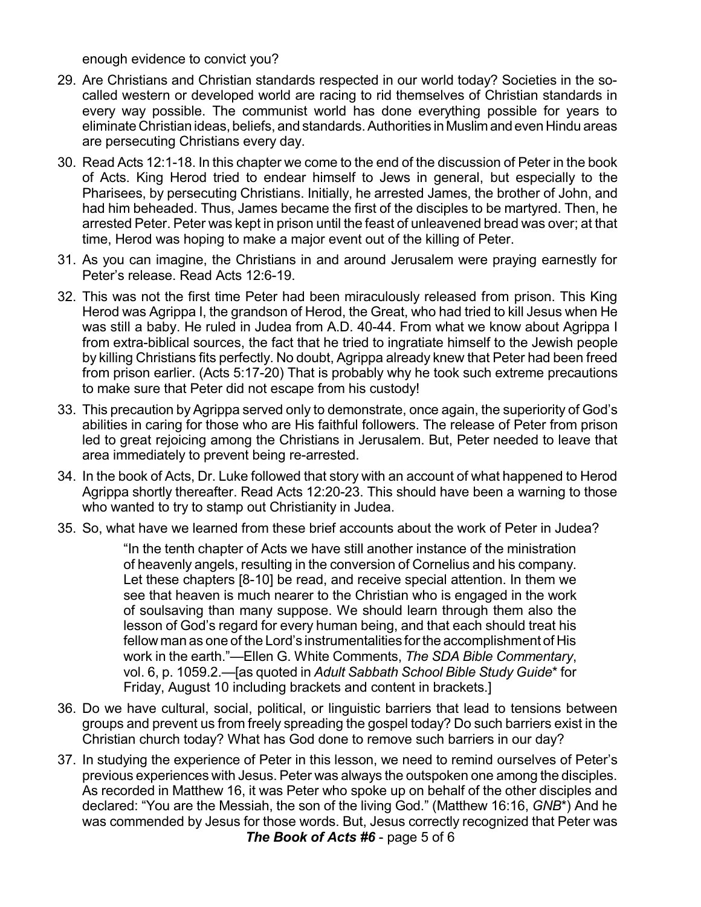enough evidence to convict you?

29. Are Christians and Christian standards respected in our world today? Societies in the so-called western or developed world are racing to rid themselves of Christian standards in every way possible. The communist world has done everything possible for years to eliminate Christian ideas, beliefs, and standards. Authorities in Muslim and even Hindu areas are persecuting Christians every day.

30. Read Acts 12:1-18. In this chapter we come to the end of the discussion of Peter in the book of Acts. King Herod tried to endear himself to Jews in general, but especially to the Pharisees, by persecuting Christians. Initially, he arrested James, the brother of John, and had him beheaded. Thus, James became the first of the disciples to be martyred. Then, he arrested Peter. Peter was kept in prison until the feast of unleavened bread was over; at that time, Herod was hoping to make a major event out of the killing of Peter.

31. As you can imagine, the Christians in and around Jerusalem were praying earnestly for Peter's release. Read Acts 12:6-19.

32. This was not the first time Peter had been miraculously released from prison. This King Herod was Agrippa I, the grandson of Herod, the Great, who had tried to kill Jesus when He was still a baby. He ruled in Judea from A.D. 40-44. From what we know about Agrippa I from extra-biblical sources, the fact that he tried to ingratiate himself to the Jewish people by killing Christians fits perfectly. No doubt, Agrippa already knew that Peter had been freed from prison earlier. (Acts 5:17-20) That is probably why he took such extreme precautions to make sure that Peter did not escape from his custody!

33. This precaution by Agrippa served only to demonstrate, once again, the superiority of God's abilities in caring for those who are His faithful followers. The release of Peter from prison led to great rejoicing among the Christians in Jerusalem. But, Peter needed to leave that area immediately to prevent being re-arrested.

34. In the book of Acts, Dr. Luke followed that story with an account of what happened to Herod Agrippa shortly thereafter. Read Acts 12:20-23. This should have been a warning to those who wanted to try to stamp out Christianity in Judea.

35. So, what have we learned from these brief accounts about the work of Peter in Judea?

    > "In the tenth chapter of Acts we have still another instance of the ministration of heavenly angels, resulting in the conversion of Cornelius and his company. Let these chapters [8-10] be read, and receive special attention. In them we see that heaven is much nearer to the Christian who is engaged in the work of soulsaving than many suppose. We should learn through them also the lesson of God's regard for every human being, and that each should treat his fellow man as one of the Lord's instrumentalities for the accomplishment of His work in the earth."—Ellen G. White Comments, *The SDA Bible Commentary*, vol. 6, p. 1059.2.—[as quoted in *Adult Sabbath School Bible Study Guide*\* for Friday, August 10 including brackets and content in brackets.]

36. Do we have cultural, social, political, or linguistic barriers that lead to tensions between groups and prevent us from freely spreading the gospel today? Do such barriers exist in the Christian church today? What has God done to remove such barriers in our day?

37. In studying the experience of Peter in this lesson, we need to remind ourselves of Peter's previous experiences with Jesus. Peter was always the outspoken one among the disciples. As recorded in Matthew 16, it was Peter who spoke up on behalf of the other disciples and declared: "You are the Messiah, the son of the living God." (Matthew 16:16, *GNB*\*) And he was commended by Jesus for those words. But, Jesus correctly recognized that Peter was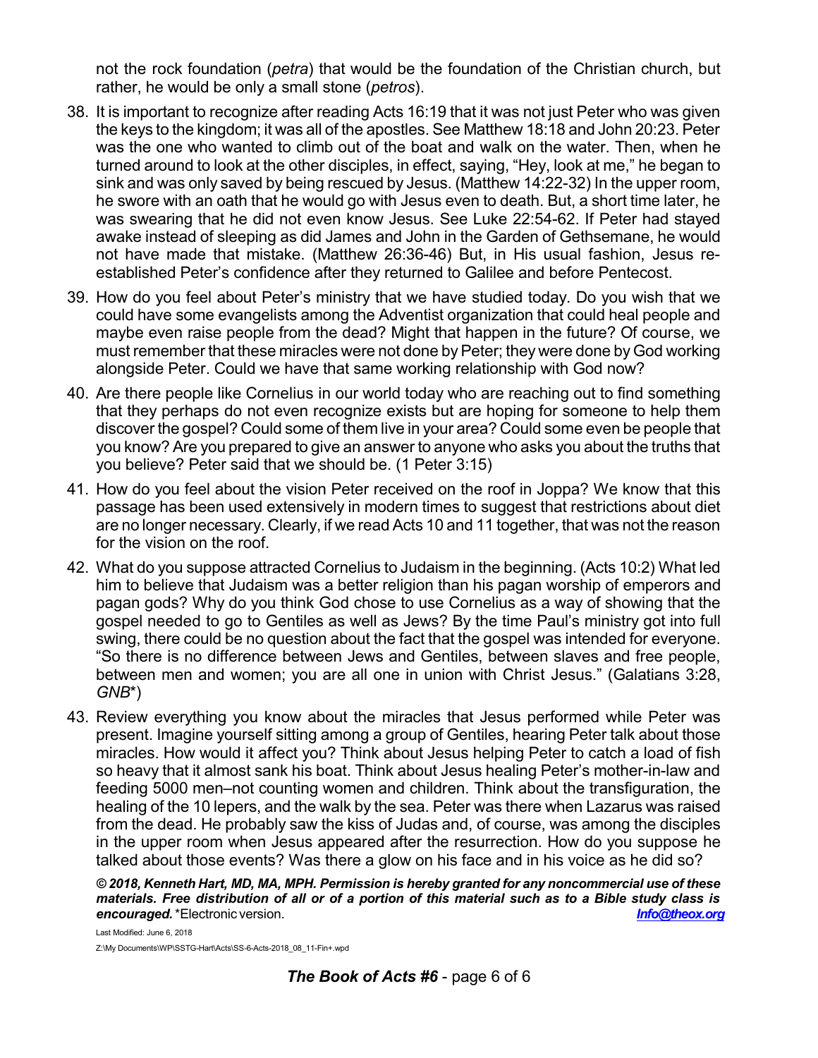not the rock foundation (*petra*) that would be the foundation of the Christian church, but rather, he would be only a small stone (*petros*).

38. It is important to recognize after reading Acts 16:19 that it was not just Peter who was given the keys to the kingdom; it was all of the apostles. See Matthew 18:18 and John 20:23. Peter was the one who wanted to climb out of the boat and walk on the water. Then, when he turned around to look at the other disciples, in effect, saying, "Hey, look at me," he began to sink and was only saved by being rescued by Jesus. (Matthew 14:22-32) In the upper room, he swore with an oath that he would go with Jesus even to death. But, a short time later, he was swearing that he did not even know Jesus. See Luke 22:54-62. If Peter had stayed awake instead of sleeping as did James and John in the Garden of Gethsemane, he would not have made that mistake. (Matthew 26:36-46) But, in His usual fashion, Jesus re-established Peter's confidence after they returned to Galilee and before Pentecost.

39. How do you feel about Peter's ministry that we have studied today. Do you wish that we could have some evangelists among the Adventist organization that could heal people and maybe even raise people from the dead? Might that happen in the future? Of course, we must remember that these miracles were not done by Peter; they were done by God working alongside Peter. Could we have that same working relationship with God now?

40. Are there people like Cornelius in our world today who are reaching out to find something that they perhaps do not even recognize exists but are hoping for someone to help them discover the gospel? Could some of them live in your area? Could some even be people that you know? Are you prepared to give an answer to anyone who asks you about the truths that you believe? Peter said that we should be. (1 Peter 3:15)

41. How do you feel about the vision Peter received on the roof in Joppa? We know that this passage has been used extensively in modern times to suggest that restrictions about diet are no longer necessary. Clearly, if we read Acts 10 and 11 together, that was not the reason for the vision on the roof.

42. What do you suppose attracted Cornelius to Judaism in the beginning. (Acts 10:2) What led him to believe that Judaism was a better religion than his pagan worship of emperors and pagan gods? Why do you think God chose to use Cornelius as a way of showing that the gospel needed to go to Gentiles as well as Jews? By the time Paul's ministry got into full swing, there could be no question about the fact that the gospel was intended for everyone. "So there is no difference between Jews and Gentiles, between slaves and free people, between men and women; you are all one in union with Christ Jesus." (Galatians 3:28, *GNB*\*)

43. Review everything you know about the miracles that Jesus performed while Peter was present. Imagine yourself sitting among a group of Gentiles, hearing Peter talk about those miracles. How would it affect you? Think about Jesus helping Peter to catch a load of fish so heavy that it almost sank his boat. Think about Jesus healing Peter's mother-in-law and feeding 5000 men–not counting women and children. Think about the transfiguration, the healing of the 10 lepers, and the walk by the sea. Peter was there when Lazarus was raised from the dead. He probably saw the kiss of Judas and, of course, was among the disciples in the upper room when Jesus appeared after the resurrection. How do you suppose he talked about those events? Was there a glow on his face and in his voice as he did so?

***© 2018, Kenneth Hart, MD, MA, MPH. Permission is hereby granted for any noncommercial use of these materials. Free distribution of all or of a portion of this material such as to a Bible study class is encouraged.*** \*Electronic version. ***Info@theox.org***

Last Modified: June 6, 2018

Z:\My Documents\WP\SSTG-Hart\Acts\SS-6-Acts-2018_08_11-Fin+.wpd